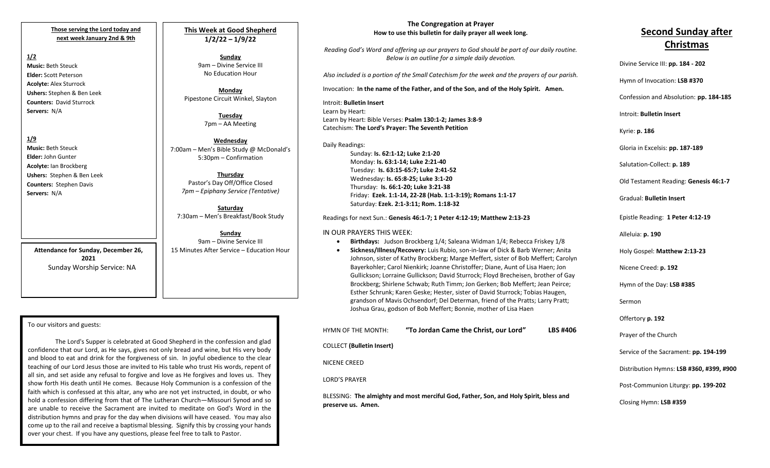**Those serving the Lord today and next week January 2nd & 9th**

**1/2**

**Music:** Beth Steuck
**Elder:** Scott Peterson
**Acolyte:** Alex Sturrock
**Ushers:** Stephen & Ben Leek
**Counters:** David Sturrock
**Servers:** N/A

**1/9**

**Music:** Beth Steuck
**Elder:** John Gunter
**Acolyte:** Ian Brockberg
**Ushers:** Stephen & Ben Leek
**Counters:** Stephen Davis
**Servers:** N/A

**Attendance for Sunday, December 26, 2021**
Sunday Worship Service: NA

**This Week at Good Shepherd**
**1/2/22 – 1/9/22**

**Sunday**
9am – Divine Service III
No Education Hour

**Monday**
Pipestone Circuit Winkel, Slayton

**Tuesday**
7pm – AA Meeting

**Wednesday**
7:00am – Men's Bible Study @ McDonald's
5:30pm – Confirmation

**Thursday**
Pastor's Day Off/Office Closed
*7pm – Epiphany Service (Tentative)*

**Saturday**
7:30am – Men's Breakfast/Book Study

**Sunday**
9am – Divine Service III
15 Minutes After Service – Education Hour

To our visitors and guests:

The Lord's Supper is celebrated at Good Shepherd in the confession and glad confidence that our Lord, as He says, gives not only bread and wine, but His very body and blood to eat and drink for the forgiveness of sin. In joyful obedience to the clear teaching of our Lord Jesus those are invited to His table who trust His words, repent of all sin, and set aside any refusal to forgive and love as He forgives and loves us. They show forth His death until He comes. Because Holy Communion is a confession of the faith which is confessed at this altar, any who are not yet instructed, in doubt, or who hold a confession differing from that of The Lutheran Church—Missouri Synod and so are unable to receive the Sacrament are invited to meditate on God's Word in the distribution hymns and pray for the day when divisions will have ceased. You may also come up to the rail and receive a baptismal blessing. Signify this by crossing your hands over your chest. If you have any questions, please feel free to talk to Pastor.

**The Congregation at Prayer**
**How to use this bulletin for daily prayer all week long.**

*Reading God's Word and offering up our prayers to God should be part of our daily routine. Below is an outline for a simple daily devotion.*

*Also included is a portion of the Small Catechism for the week and the prayers of our parish.*

Invocation: **In the name of the Father, and of the Son, and of the Holy Spirit. Amen.**

Introit: **Bulletin Insert**
Learn by Heart:
Learn by Heart: Bible Verses: **Psalm 130:1-2; James 3:8-9**
Catechism: **The Lord's Prayer: The Seventh Petition**

Daily Readings:
- Sunday: **Is. 62:1-12; Luke 2:1-20**
- Monday: **Is. 63:1-14; Luke 2:21-40**
- Tuesday: **Is. 63:15-65:7; Luke 2:41-52**
- Wednesday: **Is. 65:8-25; Luke 3:1-20**
- Thursday: **Is. 66:1-20; Luke 3:21-38**
- Friday: **Ezek. 1:1-14, 22-28 (Hab. 1:1-3:19); Romans 1:1-17**
- Saturday: **Ezek. 2:1-3:11; Rom. 1:18-32**

Readings for next Sun.: **Genesis 46:1-7; 1 Peter 4:12-19; Matthew 2:13-23**

IN OUR PRAYERS THIS WEEK:

- **Birthdays:** Judson Brockberg 1/4; Saleana Widman 1/4; Rebecca Friskey 1/8
- **Sickness/Illness/Recovery:** Luis Rubio, son-in-law of Dick & Barb Werner; Anita Johnson, sister of Kathy Brockberg; Marge Meffert, sister of Bob Meffert; Carolyn Bayerkohler; Carol Nienkirk; Joanne Christoffer; Diane, Aunt of Lisa Haen; Jon Gullickson; Lorraine Gullickson; David Sturrock; Floyd Brecheisen, brother of Gay Brockberg; Shirlene Schwab; Ruth Timm; Jon Gerken; Bob Meffert; Jean Peirce; Esther Schrunk; Karen Geske; Hester, sister of David Sturrock; Tobias Haugen, grandson of Mavis Ochsendorf; Del Determan, friend of the Pratts; Larry Pratt; Joshua Grau, godson of Bob Meffert; Bonnie, mother of Lisa Haen

HYMN OF THE MONTH: **"To Jordan Came the Christ, our Lord"** **LBS #406**

COLLECT **(Bulletin Insert)**

NICENE CREED

LORD'S PRAYER

BLESSING: **The almighty and most merciful God, Father, Son, and Holy Spirit, bless and preserve us. Amen.**

# Second Sunday after Christmas

Divine Service III: **pp. 184 - 202**

Hymn of Invocation: **LSB #370**

Confession and Absolution: **pp. 184-185**

Introit: **Bulletin Insert**

Kyrie: **p. 186**

Gloria in Excelsis: **pp. 187-189**

Salutation-Collect: **p. 189**

Old Testament Reading: **Genesis 46:1-7**

Gradual: **Bulletin Insert**

Epistle Reading: **1 Peter 4:12-19**

Alleluia: **p. 190**

Holy Gospel: **Matthew 2:13-23**

Nicene Creed: **p. 192**

Hymn of the Day: **LSB #385**

Sermon

Offertory **p. 192**

Prayer of the Church

Service of the Sacrament: **pp. 194-199**

Distribution Hymns: **LSB #360, #399, #900**

Post-Communion Liturgy: **pp. 199-202**

Closing Hymn: **LSB #359**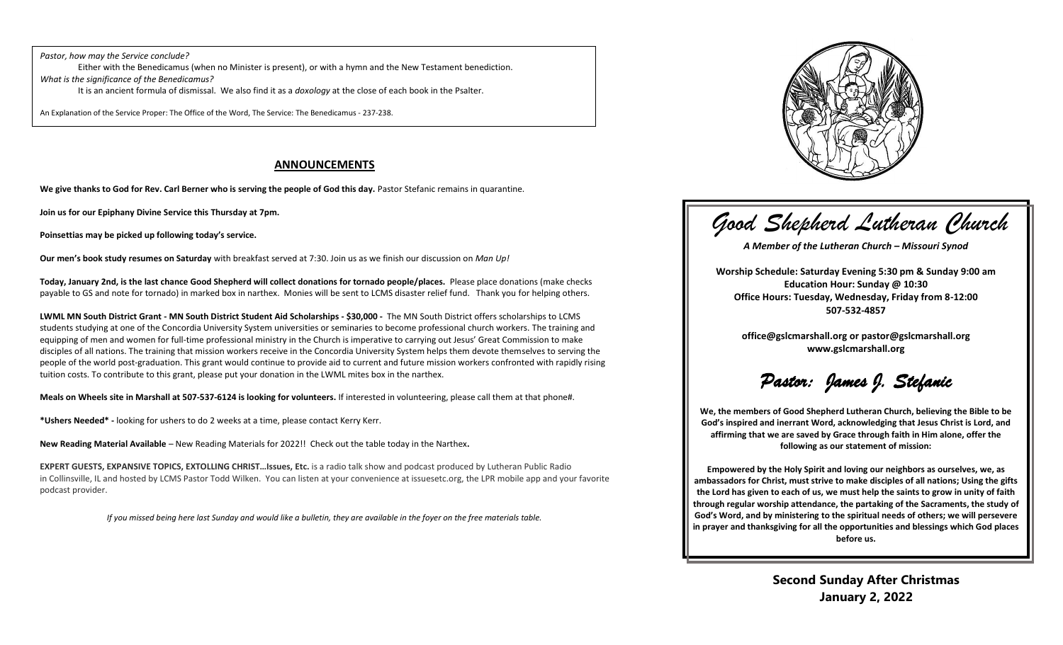*Pastor, how may the Service conclude?*

Either with the Benedicamus (when no Minister is present), or with a hymn and the New Testament benediction.

*What is the significance of the Benedicamus?*

It is an ancient formula of dismissal. We also find it as a *doxology* at the close of each book in the Psalter.

An Explanation of the Service Proper: The Office of the Word, The Service: The Benedicamus - 237-238.

## ANNOUNCEMENTS

**We give thanks to God for Rev. Carl Berner who is serving the people of God this day.** Pastor Stefanic remains in quarantine.

**Join us for our Epiphany Divine Service this Thursday at 7pm.**

**Poinsettias may be picked up following today's service.**

**Our men's book study resumes on Saturday** with breakfast served at 7:30. Join us as we finish our discussion on *Man Up!*

**Today, January 2nd, is the last chance Good Shepherd will collect donations for tornado people/places.** Please place donations (make checks payable to GS and note for tornado) in marked box in narthex. Monies will be sent to LCMS disaster relief fund. Thank you for helping others.

**LWML MN South District Grant - MN South District Student Aid Scholarships - $30,000 -** The MN South District offers scholarships to LCMS students studying at one of the Concordia University System universities or seminaries to become professional church workers. The training and equipping of men and women for full-time professional ministry in the Church is imperative to carrying out Jesus' Great Commission to make disciples of all nations. The training that mission workers receive in the Concordia University System helps them devote themselves to serving the people of the world post-graduation. This grant would continue to provide aid to current and future mission workers confronted with rapidly rising tuition costs. To contribute to this grant, please put your donation in the LWML mites box in the narthex.

**Meals on Wheels site in Marshall at 507-537-6124 is looking for volunteers.** If interested in volunteering, please call them at that phone#.

**\*Ushers Needed\* -** looking for ushers to do 2 weeks at a time, please contact Kerry Kerr.

**New Reading Material Available** – New Reading Materials for 2022!! Check out the table today in the Narthex**.**

**EXPERT GUESTS, EXPANSIVE TOPICS, EXTOLLING CHRIST…Issues, Etc.** is a radio talk show and podcast produced by Lutheran Public Radio in Collinsville, IL and hosted by LCMS Pastor Todd Wilken. You can listen at your convenience at issuesetc.org, the LPR mobile app and your favorite podcast provider.

*If you missed being here last Sunday and would like a bulletin, they are available in the foyer on the free materials table.*

# *Good Shepherd Lutheran Church*

***A Member of the Lutheran Church – Missouri Synod***

**Worship Schedule: Saturday Evening 5:30 pm & Sunday 9:00 am**
**Education Hour: Sunday @ 10:30**
**Office Hours: Tuesday, Wednesday, Friday from 8-12:00**
**507-532-4857**

**office@gslcmarshall.org or pastor@gslcmarshall.org**
**www.gslcmarshall.org**

## *Pastor: James J. Stefanic*

**We, the members of Good Shepherd Lutheran Church, believing the Bible to be God's inspired and inerrant Word, acknowledging that Jesus Christ is Lord, and affirming that we are saved by Grace through faith in Him alone, offer the following as our statement of mission:**

**Empowered by the Holy Spirit and loving our neighbors as ourselves, we, as ambassadors for Christ, must strive to make disciples of all nations; Using the gifts the Lord has given to each of us, we must help the saints to grow in unity of faith through regular worship attendance, the partaking of the Sacraments, the study of God's Word, and by ministering to the spiritual needs of others; we will persevere in prayer and thanksgiving for all the opportunities and blessings which God places before us.**

**Second Sunday After Christmas**
**January 2, 2022**